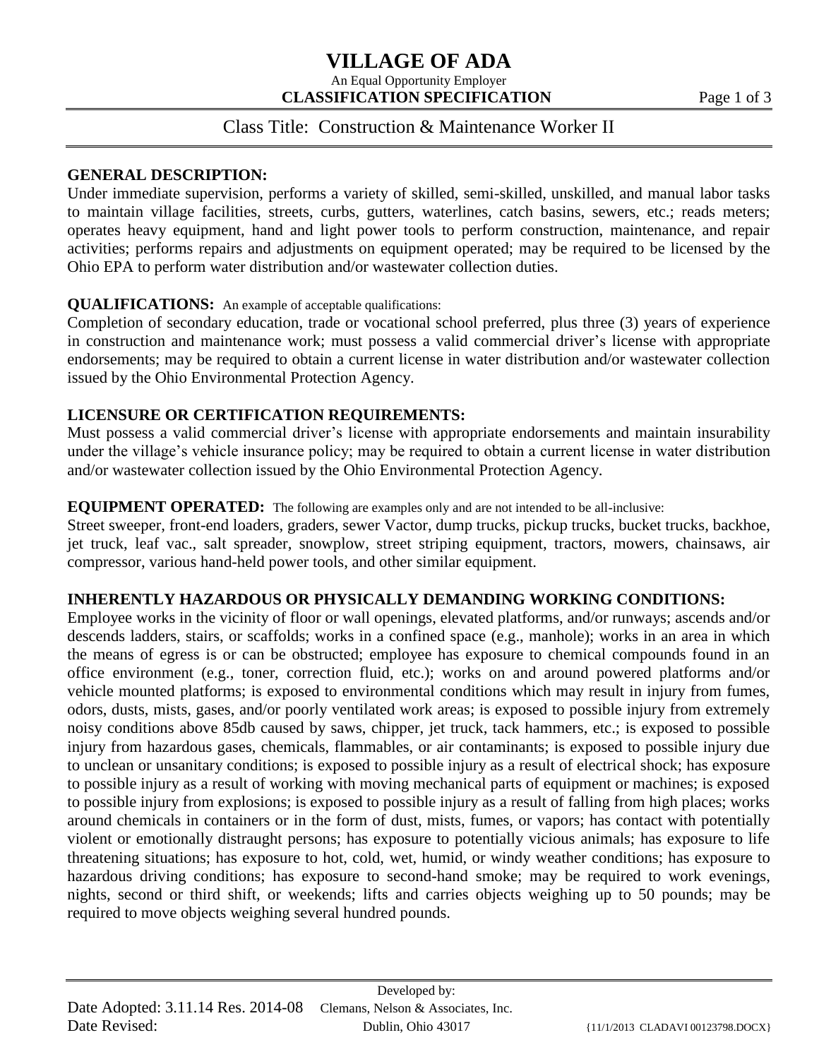# VILLAGE OF ADA

An Equal Opportunity Employer

**CLASSIFICATION SPECIFICATION**

## Class Title: Construction & Maintenance Worker II

**GENERAL DESCRIPTION:**

Under immediate supervision, performs a variety of skilled, semi-skilled, unskilled, and manual labor tasks to maintain village facilities, streets, curbs, gutters, waterlines, catch basins, sewers, etc.; reads meters; operates heavy equipment, hand and light power tools to perform construction, maintenance, and repair activities; performs repairs and adjustments on equipment operated; may be required to be licensed by the Ohio EPA to perform water distribution and/or wastewater collection duties.

**QUALIFICATIONS:** An example of acceptable qualifications:

Completion of secondary education, trade or vocational school preferred, plus three (3) years of experience in construction and maintenance work; must possess a valid commercial driver's license with appropriate endorsements; may be required to obtain a current license in water distribution and/or wastewater collection issued by the Ohio Environmental Protection Agency.

**LICENSURE OR CERTIFICATION REQUIREMENTS:**

Must possess a valid commercial driver's license with appropriate endorsements and maintain insurability under the village's vehicle insurance policy; may be required to obtain a current license in water distribution and/or wastewater collection issued by the Ohio Environmental Protection Agency.

**EQUIPMENT OPERATED:** The following are examples only and are not intended to be all-inclusive:

Street sweeper, front-end loaders, graders, sewer Vactor, dump trucks, pickup trucks, bucket trucks, backhoe, jet truck, leaf vac., salt spreader, snowplow, street striping equipment, tractors, mowers, chainsaws, air compressor, various hand-held power tools, and other similar equipment.

**INHERENTLY HAZARDOUS OR PHYSICALLY DEMANDING WORKING CONDITIONS:**

Employee works in the vicinity of floor or wall openings, elevated platforms, and/or runways; ascends and/or descends ladders, stairs, or scaffolds; works in a confined space (e.g., manhole); works in an area in which the means of egress is or can be obstructed; employee has exposure to chemical compounds found in an office environment (e.g., toner, correction fluid, etc.); works on and around powered platforms and/or vehicle mounted platforms; is exposed to environmental conditions which may result in injury from fumes, odors, dusts, mists, gases, and/or poorly ventilated work areas; is exposed to possible injury from extremely noisy conditions above 85db caused by saws, chipper, jet truck, tack hammers, etc.; is exposed to possible injury from hazardous gases, chemicals, flammables, or air contaminants; is exposed to possible injury due to unclean or unsanitary conditions; is exposed to possible injury as a result of electrical shock; has exposure to possible injury as a result of working with moving mechanical parts of equipment or machines; is exposed to possible injury from explosions; is exposed to possible injury as a result of falling from high places; works around chemicals in containers or in the form of dust, mists, fumes, or vapors; has contact with potentially violent or emotionally distraught persons; has exposure to potentially vicious animals; has exposure to life threatening situations; has exposure to hot, cold, wet, humid, or windy weather conditions; has exposure to hazardous driving conditions; has exposure to second-hand smoke; may be required to work evenings, nights, second or third shift, or weekends; lifts and carries objects weighing up to 50 pounds; may be required to move objects weighing several hundred pounds.

Date Adopted: 3.11.14 Res. 2014-08

Date Revised:

Developed by: Clemans, Nelson & Associates, Inc. Dublin, Ohio 43017

{11/1/2013 CLADAVI 00123798.DOCX}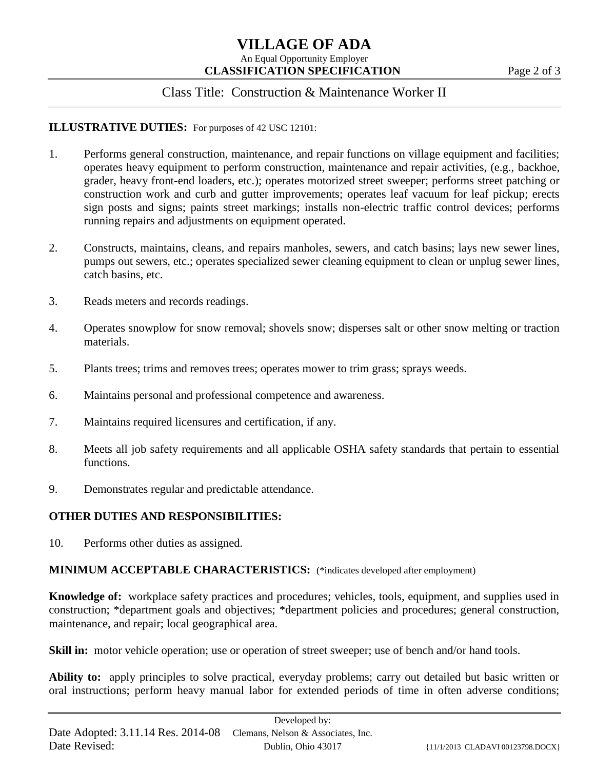**ILLUSTRATIVE DUTIES:** For purposes of 42 USC 12101:

1. Performs general construction, maintenance, and repair functions on village equipment and facilities; operates heavy equipment to perform construction, maintenance and repair activities, (e.g., backhoe, grader, heavy front-end loaders, etc.); operates motorized street sweeper; performs street patching or construction work and curb and gutter improvements; operates leaf vacuum for leaf pickup; erects sign posts and signs; paints street markings; installs non-electric traffic control devices; performs running repairs and adjustments on equipment operated.

2. Constructs, maintains, cleans, and repairs manholes, sewers, and catch basins; lays new sewer lines, pumps out sewers, etc.; operates specialized sewer cleaning equipment to clean or unplug sewer lines, catch basins, etc.

3. Reads meters and records readings.

4. Operates snowplow for snow removal; shovels snow; disperses salt or other snow melting or traction materials.

5. Plants trees; trims and removes trees; operates mower to trim grass; sprays weeds.

6. Maintains personal and professional competence and awareness.

7. Maintains required licensures and certification, if any.

8. Meets all job safety requirements and all applicable OSHA safety standards that pertain to essential functions.

9. Demonstrates regular and predictable attendance.

**OTHER DUTIES AND RESPONSIBILITIES:**

10. Performs other duties as assigned.

**MINIMUM ACCEPTABLE CHARACTERISTICS:** (*indicates developed after employment)

**Knowledge of:** workplace safety practices and procedures; vehicles, tools, equipment, and supplies used in construction; *department goals and objectives; *department policies and procedures; general construction, maintenance, and repair; local geographical area.

**Skill in:** motor vehicle operation; use or operation of street sweeper; use of bench and/or hand tools.

**Ability to:** apply principles to solve practical, everyday problems; carry out detailed but basic written or oral instructions; perform heavy manual labor for extended periods of time in often adverse conditions;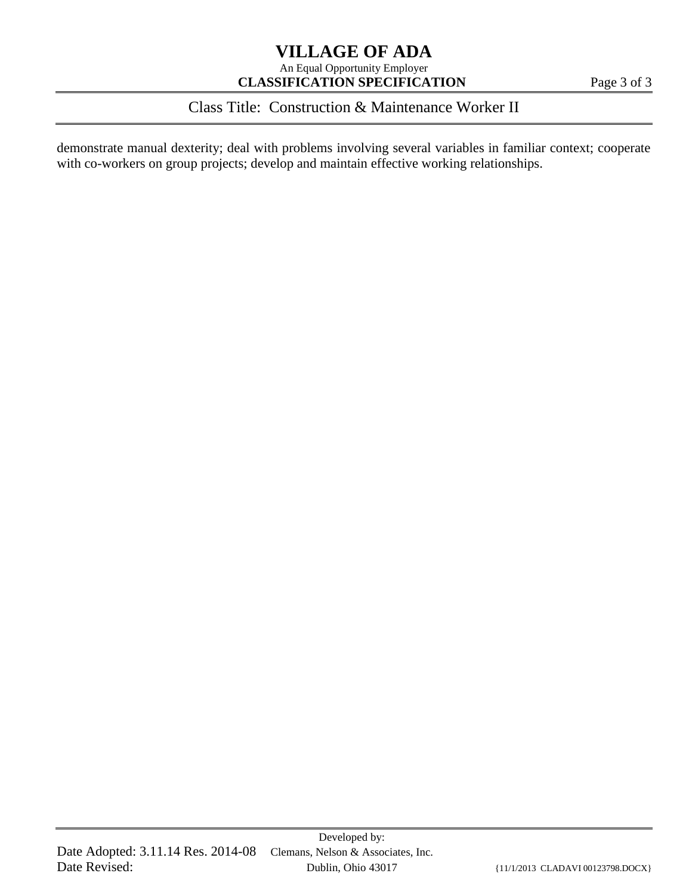demonstrate manual dexterity; deal with problems involving several variables in familiar context; cooperate with co-workers on group projects; develop and maintain effective working relationships.

Date Adopted: 3.11.14 Res. 2014-08
Date Revised:

Developed by:
Clemans, Nelson & Associates, Inc.
Dublin, Ohio 43017

{11/1/2013 CLADAVI 00123798.DOCX}